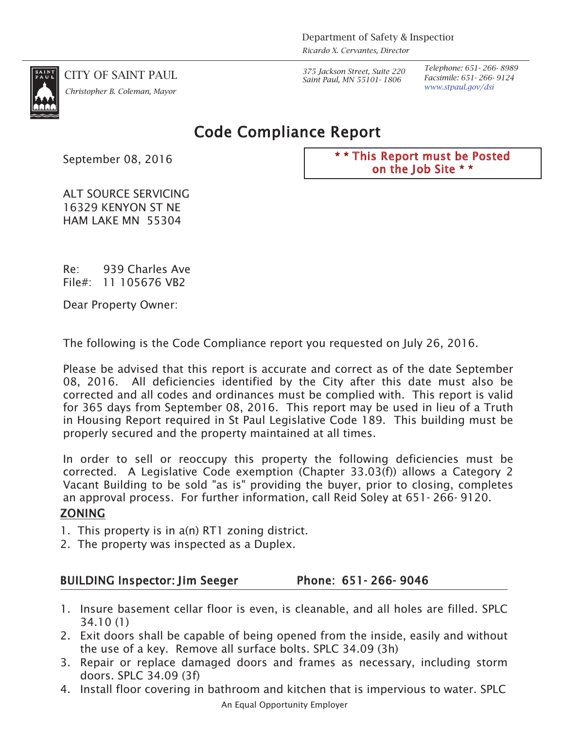Department of Safety & Inspectior
*Ricardo X. Cervantes, Director*

CITY OF SAINT PAUL
*Christopher B. Coleman, Mayor*

*375 Jackson Street, Suite 220*
*Saint Paul, MN 55101-1806*

*Telephone: 651-266-8989*
*Facsimile: 651-266-9124*
*www.stpaul.gov/dsi*

# Code Compliance Report

September 08, 2016

**\* \* This Report must be Posted on the Job Site \* \***

ALT SOURCE SERVICING
16329 KENYON ST NE
HAM LAKE MN 55304

Re: 939 Charles Ave
File#: 11 105676 VB2

Dear Property Owner:

The following is the Code Compliance report you requested on July 26, 2016.

Please be advised that this report is accurate and correct as of the date September 08, 2016. All deficiencies identified by the City after this date must also be corrected and all codes and ordinances must be complied with. This report is valid for 365 days from September 08, 2016. This report may be used in lieu of a Truth in Housing Report required in St Paul Legislative Code 189. This building must be properly secured and the property maintained at all times.

In order to sell or reoccupy this property the following deficiencies must be corrected. A Legislative Code exemption (Chapter 33.03(f)) allows a Category 2 Vacant Building to be sold "as is" providing the buyer, prior to closing, completes an approval process. For further information, call Reid Soley at 651-266-9120.

## ZONING

1. This property is in a(n) RT1 zoning district.
2. The property was inspected as a Duplex.

## BUILDING Inspector: Jim Seeger Phone: 651-266-9046

1. Insure basement cellar floor is even, is cleanable, and all holes are filled. SPLC 34.10 (1)
2. Exit doors shall be capable of being opened from the inside, easily and without the use of a key. Remove all surface bolts. SPLC 34.09 (3h)
3. Repair or replace damaged doors and frames as necessary, including storm doors. SPLC 34.09 (3f)
4. Install floor covering in bathroom and kitchen that is impervious to water. SPLC

An Equal Opportunity Employer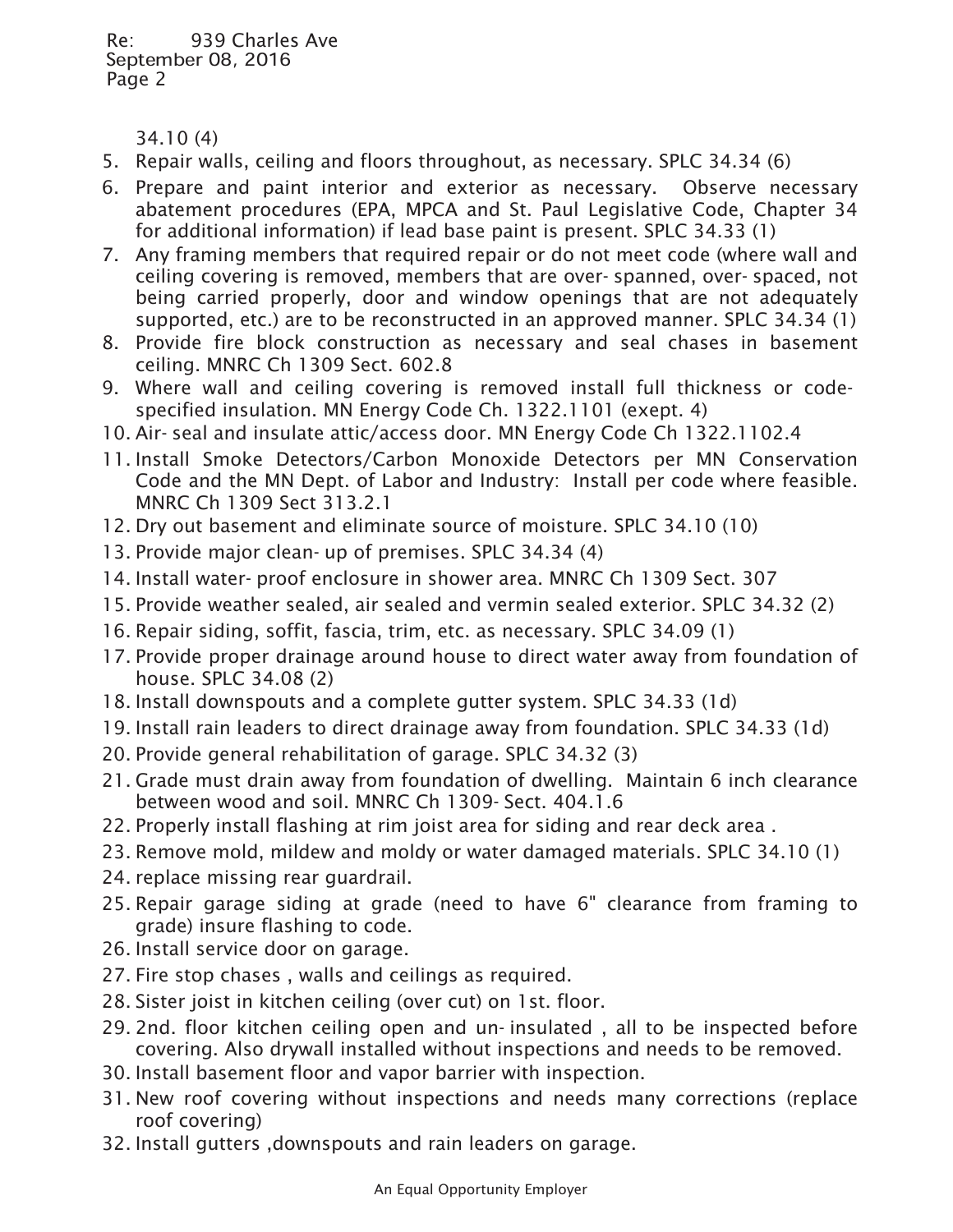34.10 (4)

5. Repair walls, ceiling and floors throughout, as necessary. SPLC 34.34 (6)
6. Prepare and paint interior and exterior as necessary. Observe necessary abatement procedures (EPA, MPCA and St. Paul Legislative Code, Chapter 34 for additional information) if lead base paint is present. SPLC 34.33 (1)
7. Any framing members that required repair or do not meet code (where wall and ceiling covering is removed, members that are over- spanned, over- spaced, not being carried properly, door and window openings that are not adequately supported, etc.) are to be reconstructed in an approved manner. SPLC 34.34 (1)
8. Provide fire block construction as necessary and seal chases in basement ceiling. MNRC Ch 1309 Sect. 602.8
9. Where wall and ceiling covering is removed install full thickness or code- specified insulation. MN Energy Code Ch. 1322.1101 (exept. 4)
10. Air- seal and insulate attic/access door. MN Energy Code Ch 1322.1102.4
11. Install Smoke Detectors/Carbon Monoxide Detectors per MN Conservation Code and the MN Dept. of Labor and Industry: Install per code where feasible. MNRC Ch 1309 Sect 313.2.1
12. Dry out basement and eliminate source of moisture. SPLC 34.10 (10)
13. Provide major clean- up of premises. SPLC 34.34 (4)
14. Install water- proof enclosure in shower area. MNRC Ch 1309 Sect. 307
15. Provide weather sealed, air sealed and vermin sealed exterior. SPLC 34.32 (2)
16. Repair siding, soffit, fascia, trim, etc. as necessary. SPLC 34.09 (1)
17. Provide proper drainage around house to direct water away from foundation of house. SPLC 34.08 (2)
18. Install downspouts and a complete gutter system. SPLC 34.33 (1d)
19. Install rain leaders to direct drainage away from foundation. SPLC 34.33 (1d)
20. Provide general rehabilitation of garage. SPLC 34.32 (3)
21. Grade must drain away from foundation of dwelling. Maintain 6 inch clearance between wood and soil. MNRC Ch 1309- Sect. 404.1.6
22. Properly install flashing at rim joist area for siding and rear deck area .
23. Remove mold, mildew and moldy or water damaged materials. SPLC 34.10 (1)
24. replace missing rear guardrail.
25. Repair garage siding at grade (need to have 6" clearance from framing to grade) insure flashing to code.
26. Install service door on garage.
27. Fire stop chases , walls and ceilings as required.
28. Sister joist in kitchen ceiling (over cut) on 1st. floor.
29. 2nd. floor kitchen ceiling open and un- insulated , all to be inspected before covering. Also drywall installed without inspections and needs to be removed.
30. Install basement floor and vapor barrier with inspection.
31. New roof covering without inspections and needs many corrections (replace roof covering)
32. Install gutters ,downspouts and rain leaders on garage.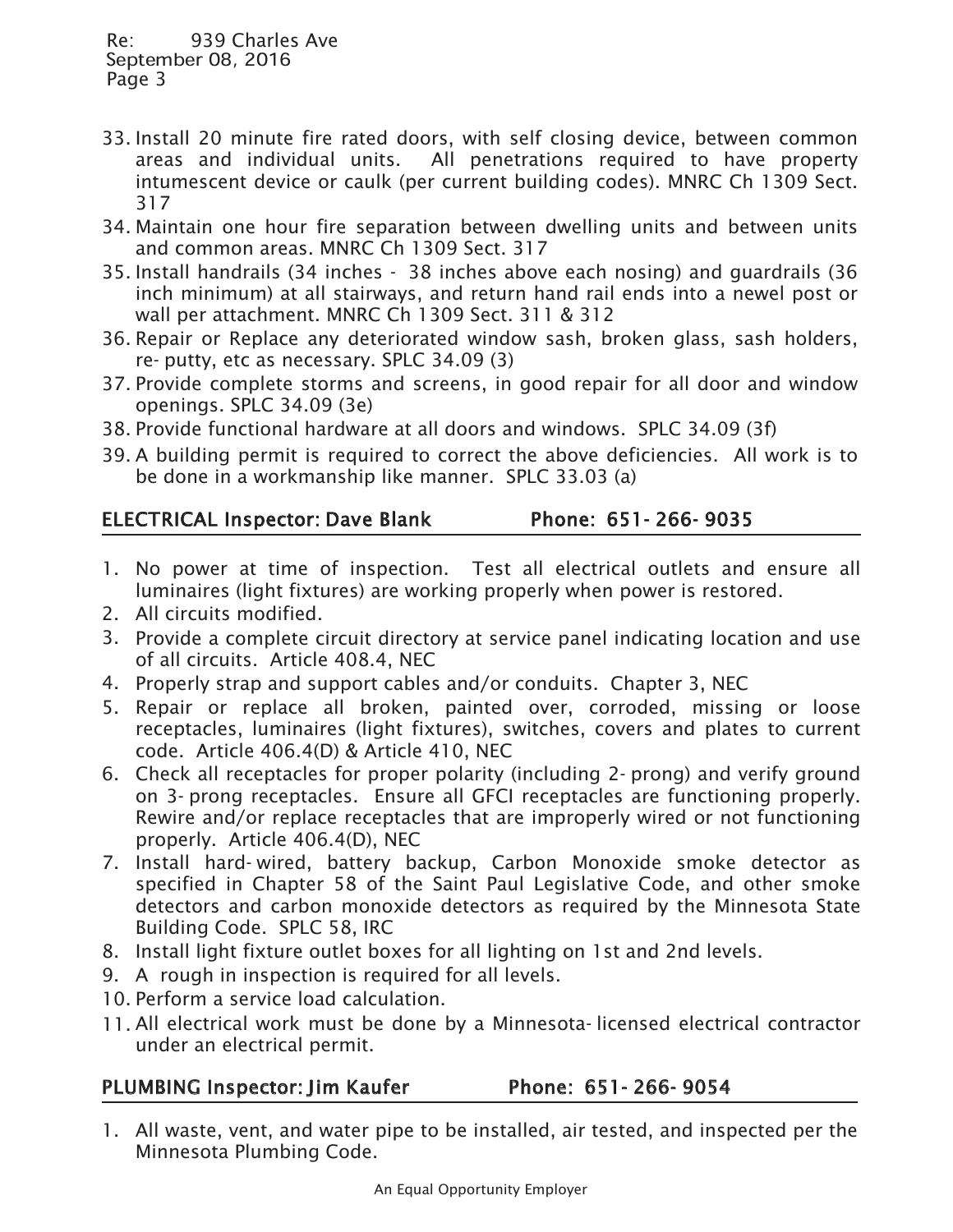Re: 939 Charles Ave
September 08, 2016

33. Install 20 minute fire rated doors, with self closing device, between common areas and individual units. All penetrations required to have property intumescent device or caulk (per current building codes). MNRC Ch 1309 Sect. 317
34. Maintain one hour fire separation between dwelling units and between units and common areas. MNRC Ch 1309 Sect. 317
35. Install handrails (34 inches - 38 inches above each nosing) and guardrails (36 inch minimum) at all stairways, and return hand rail ends into a newel post or wall per attachment. MNRC Ch 1309 Sect. 311 & 312
36. Repair or Replace any deteriorated window sash, broken glass, sash holders, re- putty, etc as necessary. SPLC 34.09 (3)
37. Provide complete storms and screens, in good repair for all door and window openings. SPLC 34.09 (3e)
38. Provide functional hardware at all doors and windows. SPLC 34.09 (3f)
39. A building permit is required to correct the above deficiencies. All work is to be done in a workmanship like manner. SPLC 33.03 (a)

## ELECTRICAL Inspector: Dave Blank Phone: 651- 266- 9035

1. No power at time of inspection. Test all electrical outlets and ensure all luminaires (light fixtures) are working properly when power is restored.
2. All circuits modified.
3. Provide a complete circuit directory at service panel indicating location and use of all circuits. Article 408.4, NEC
4. Properly strap and support cables and/or conduits. Chapter 3, NEC
5. Repair or replace all broken, painted over, corroded, missing or loose receptacles, luminaires (light fixtures), switches, covers and plates to current code. Article 406.4(D) & Article 410, NEC
6. Check all receptacles for proper polarity (including 2- prong) and verify ground on 3- prong receptacles. Ensure all GFCI receptacles are functioning properly. Rewire and/or replace receptacles that are improperly wired or not functioning properly. Article 406.4(D), NEC
7. Install hard- wired, battery backup, Carbon Monoxide smoke detector as specified in Chapter 58 of the Saint Paul Legislative Code, and other smoke detectors and carbon monoxide detectors as required by the Minnesota State Building Code. SPLC 58, IRC
8. Install light fixture outlet boxes for all lighting on 1st and 2nd levels.
9. A rough in inspection is required for all levels.
10. Perform a service load calculation.
11. All electrical work must be done by a Minnesota- licensed electrical contractor under an electrical permit.

## PLUMBING Inspector: Jim Kaufer Phone: 651- 266- 9054

1. All waste, vent, and water pipe to be installed, air tested, and inspected per the Minnesota Plumbing Code.

An Equal Opportunity Employer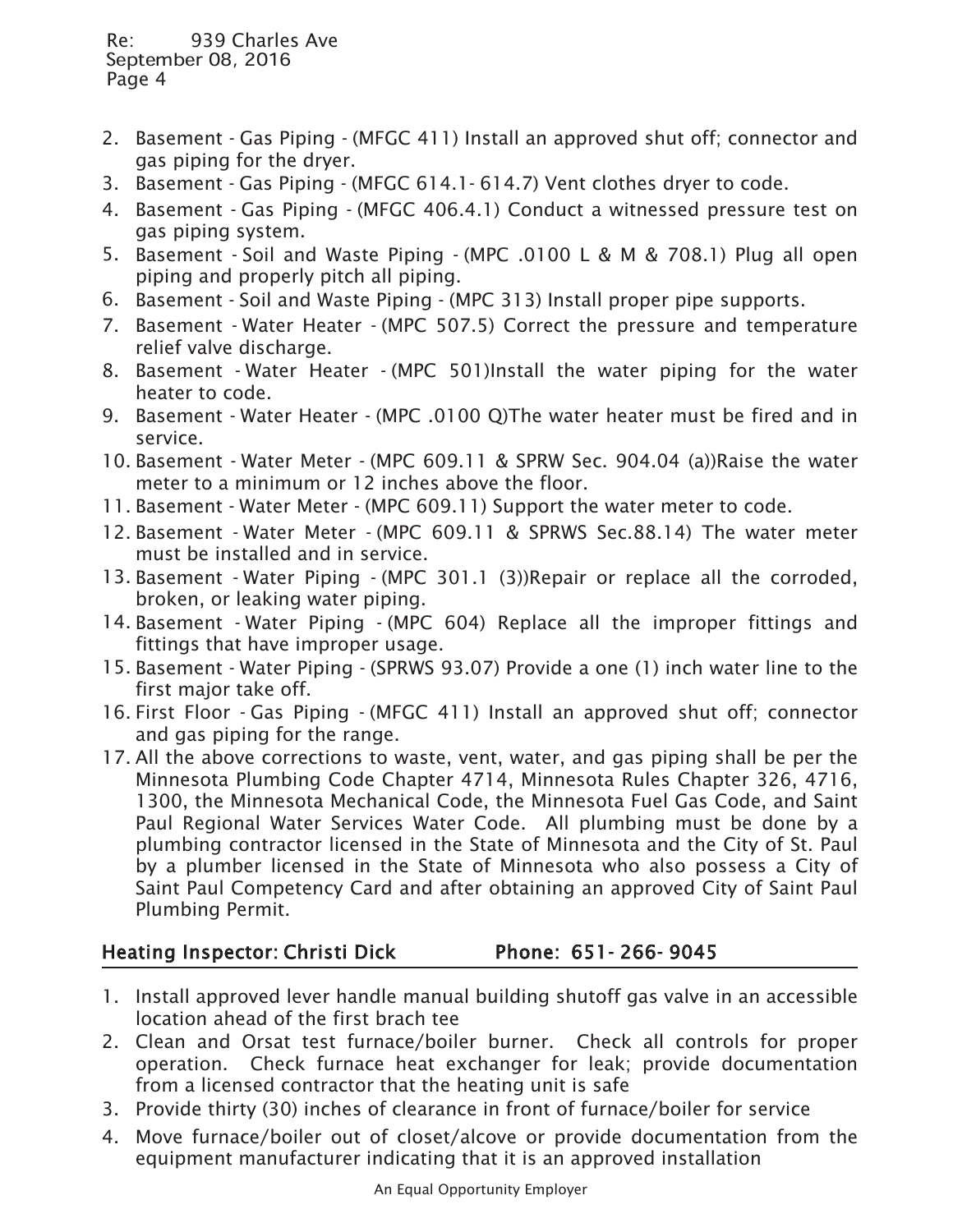2. Basement - Gas Piping - (MFGC 411) Install an approved shut off; connector and gas piping for the dryer.
3. Basement - Gas Piping - (MFGC 614.1- 614.7) Vent clothes dryer to code.
4. Basement - Gas Piping - (MFGC 406.4.1) Conduct a witnessed pressure test on gas piping system.
5. Basement - Soil and Waste Piping - (MPC .0100 L & M & 708.1) Plug all open piping and properly pitch all piping.
6. Basement - Soil and Waste Piping - (MPC 313) Install proper pipe supports.
7. Basement - Water Heater - (MPC 507.5) Correct the pressure and temperature relief valve discharge.
8. Basement - Water Heater - (MPC 501)Install the water piping for the water heater to code.
9. Basement - Water Heater - (MPC .0100 Q)The water heater must be fired and in service.
10. Basement - Water Meter - (MPC 609.11 & SPRW Sec. 904.04 (a))Raise the water meter to a minimum or 12 inches above the floor.
11. Basement - Water Meter - (MPC 609.11) Support the water meter to code.
12. Basement - Water Meter - (MPC 609.11 & SPRWS Sec.88.14) The water meter must be installed and in service.
13. Basement - Water Piping - (MPC 301.1 (3))Repair or replace all the corroded, broken, or leaking water piping.
14. Basement - Water Piping - (MPC 604) Replace all the improper fittings and fittings that have improper usage.
15. Basement - Water Piping - (SPRWS 93.07) Provide a one (1) inch water line to the first major take off.
16. First Floor - Gas Piping - (MFGC 411) Install an approved shut off; connector and gas piping for the range.
17. All the above corrections to waste, vent, water, and gas piping shall be per the Minnesota Plumbing Code Chapter 4714, Minnesota Rules Chapter 326, 4716, 1300, the Minnesota Mechanical Code, the Minnesota Fuel Gas Code, and Saint Paul Regional Water Services Water Code. All plumbing must be done by a plumbing contractor licensed in the State of Minnesota and the City of St. Paul by a plumber licensed in the State of Minnesota who also possess a City of Saint Paul Competency Card and after obtaining an approved City of Saint Paul Plumbing Permit.

**Heating Inspector: Christi Dick Phone: 651- 266- 9045**

1. Install approved lever handle manual building shutoff gas valve in an accessible location ahead of the first brach tee
2. Clean and Orsat test furnace/boiler burner. Check all controls for proper operation. Check furnace heat exchanger for leak; provide documentation from a licensed contractor that the heating unit is safe
3. Provide thirty (30) inches of clearance in front of furnace/boiler for service
4. Move furnace/boiler out of closet/alcove or provide documentation from the equipment manufacturer indicating that it is an approved installation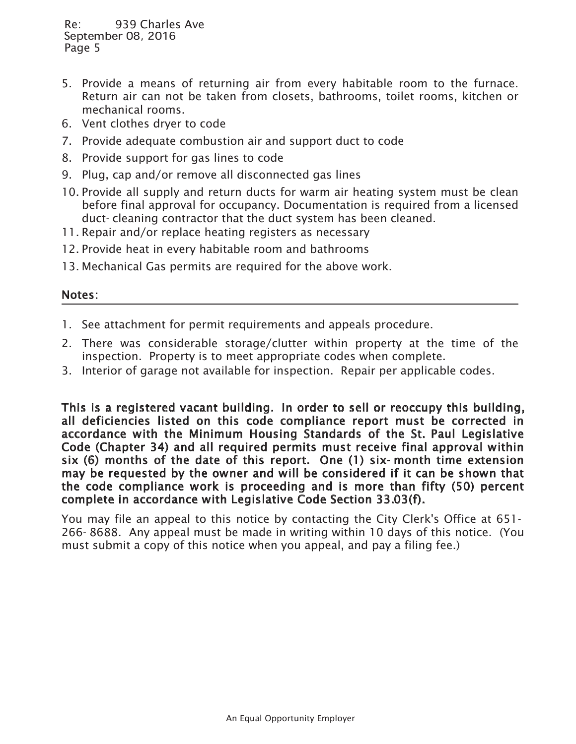5. Provide a means of returning air from every habitable room to the furnace. Return air can not be taken from closets, bathrooms, toilet rooms, kitchen or mechanical rooms.
6. Vent clothes dryer to code
7. Provide adequate combustion air and support duct to code
8. Provide support for gas lines to code
9. Plug, cap and/or remove all disconnected gas lines
10. Provide all supply and return ducts for warm air heating system must be clean before final approval for occupancy. Documentation is required from a licensed duct- cleaning contractor that the duct system has been cleaned.
11. Repair and/or replace heating registers as necessary
12. Provide heat in every habitable room and bathrooms
13. Mechanical Gas permits are required for the above work.

## Notes:

1. See attachment for permit requirements and appeals procedure.
2. There was considerable storage/clutter within property at the time of the inspection. Property is to meet appropriate codes when complete.
3. Interior of garage not available for inspection. Repair per applicable codes.

**This is a registered vacant building. In order to sell or reoccupy this building, all deficiencies listed on this code compliance report must be corrected in accordance with the Minimum Housing Standards of the St. Paul Legislative Code (Chapter 34) and all required permits must receive final approval within six (6) months of the date of this report. One (1) six- month time extension may be requested by the owner and will be considered if it can be shown that the code compliance work is proceeding and is more than fifty (50) percent complete in accordance with Legislative Code Section 33.03(f).**

You may file an appeal to this notice by contacting the City Clerk's Office at 651-266- 8688. Any appeal must be made in writing within 10 days of this notice. (You must submit a copy of this notice when you appeal, and pay a filing fee.)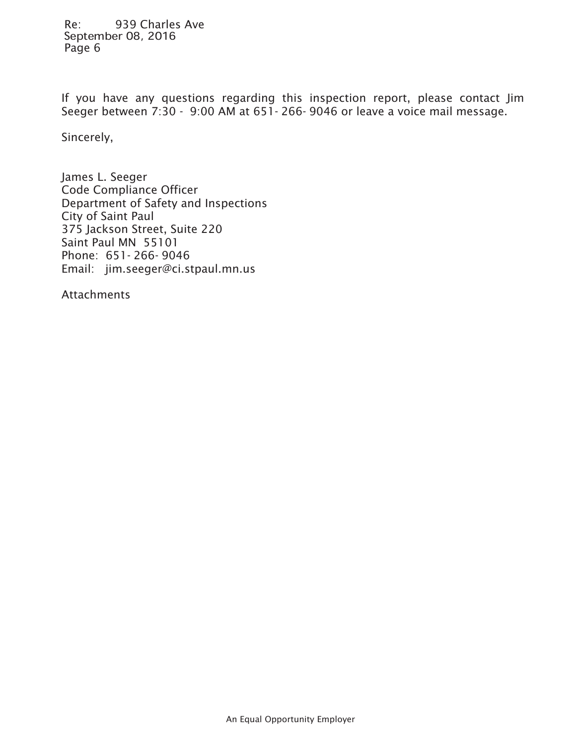If you have any questions regarding this inspection report, please contact Jim Seeger between 7:30 - 9:00 AM at 651- 266- 9046 or leave a voice mail message.

Sincerely,

James L. Seeger
Code Compliance Officer
Department of Safety and Inspections
City of Saint Paul
375 Jackson Street, Suite 220
Saint Paul MN 55101
Phone: 651- 266- 9046
Email: jim.seeger@ci.stpaul.mn.us

Attachments